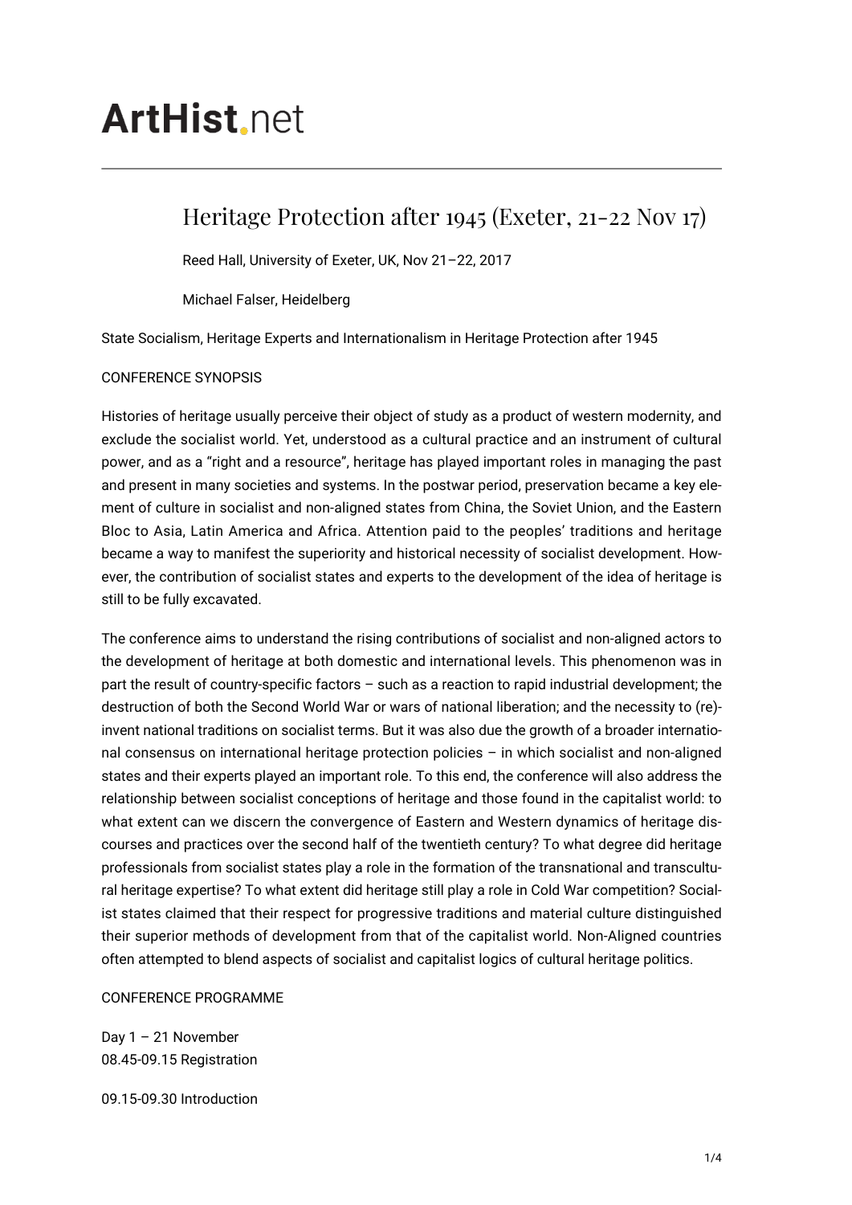ArtHist.net

# Heritage Protection after 1945 (Exeter, 21-22 Nov 17)

Reed Hall, University of Exeter, UK, Nov 21–22, 2017

Michael Falser, Heidelberg

State Socialism, Heritage Experts and Internationalism in Heritage Protection after 1945

CONFERENCE SYNOPSIS

Histories of heritage usually perceive their object of study as a product of western modernity, and exclude the socialist world. Yet, understood as a cultural practice and an instrument of cultural power, and as a "right and a resource", heritage has played important roles in managing the past and present in many societies and systems. In the postwar period, preservation became a key element of culture in socialist and non-aligned states from China, the Soviet Union, and the Eastern Bloc to Asia, Latin America and Africa. Attention paid to the peoples' traditions and heritage became a way to manifest the superiority and historical necessity of socialist development. However, the contribution of socialist states and experts to the development of the idea of heritage is still to be fully excavated.

The conference aims to understand the rising contributions of socialist and non-aligned actors to the development of heritage at both domestic and international levels. This phenomenon was in part the result of country-specific factors – such as a reaction to rapid industrial development; the destruction of both the Second World War or wars of national liberation; and the necessity to (re)-invent national traditions on socialist terms. But it was also due the growth of a broader international consensus on international heritage protection policies – in which socialist and non-aligned states and their experts played an important role. To this end, the conference will also address the relationship between socialist conceptions of heritage and those found in the capitalist world: to what extent can we discern the convergence of Eastern and Western dynamics of heritage discourses and practices over the second half of the twentieth century? To what degree did heritage professionals from socialist states play a role in the formation of the transnational and transcultural heritage expertise? To what extent did heritage still play a role in Cold War competition? Socialist states claimed that their respect for progressive traditions and material culture distinguished their superior methods of development from that of the capitalist world. Non-Aligned countries often attempted to blend aspects of socialist and capitalist logics of cultural heritage politics.

CONFERENCE PROGRAMME

Day 1 – 21 November
08.45-09.15 Registration

09.15-09.30 Introduction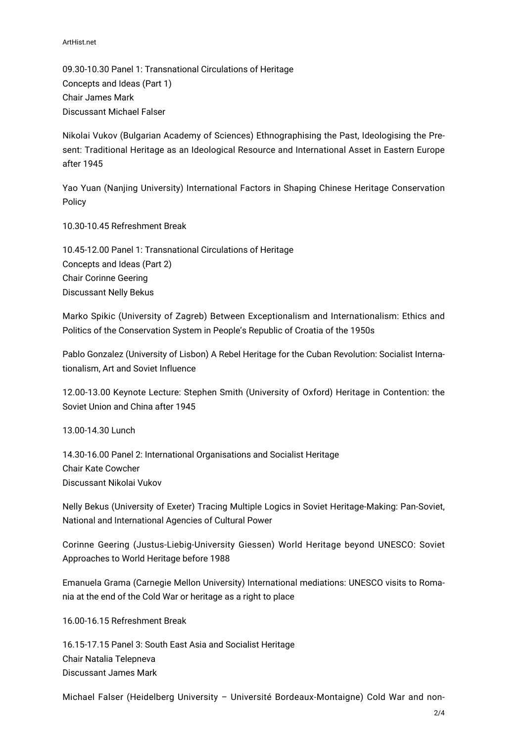09.30-10.30 Panel 1: Transnational Circulations of Heritage
Concepts and Ideas (Part 1)
Chair James Mark
Discussant Michael Falser

Nikolai Vukov (Bulgarian Academy of Sciences) Ethnographising the Past, Ideologising the Present: Traditional Heritage as an Ideological Resource and International Asset in Eastern Europe after 1945

Yao Yuan (Nanjing University) International Factors in Shaping Chinese Heritage Conservation Policy

10.30-10.45 Refreshment Break

10.45-12.00 Panel 1: Transnational Circulations of Heritage
Concepts and Ideas (Part 2)
Chair Corinne Geering
Discussant Nelly Bekus

Marko Spikic (University of Zagreb) Between Exceptionalism and Internationalism: Ethics and Politics of the Conservation System in People's Republic of Croatia of the 1950s

Pablo Gonzalez (University of Lisbon) A Rebel Heritage for the Cuban Revolution: Socialist Internationalism, Art and Soviet Influence

12.00-13.00 Keynote Lecture: Stephen Smith (University of Oxford) Heritage in Contention: the Soviet Union and China after 1945

13.00-14.30 Lunch

14.30-16.00 Panel 2: International Organisations and Socialist Heritage
Chair Kate Cowcher
Discussant Nikolai Vukov

Nelly Bekus (University of Exeter) Tracing Multiple Logics in Soviet Heritage-Making: Pan-Soviet, National and International Agencies of Cultural Power

Corinne Geering (Justus-Liebig-University Giessen) World Heritage beyond UNESCO: Soviet Approaches to World Heritage before 1988

Emanuela Grama (Carnegie Mellon University) International mediations: UNESCO visits to Romania at the end of the Cold War or heritage as a right to place

16.00-16.15 Refreshment Break

16.15-17.15 Panel 3: South East Asia and Socialist Heritage
Chair Natalia Telepneva
Discussant James Mark

Michael Falser (Heidelberg University – Université Bordeaux-Montaigne) Cold War and non-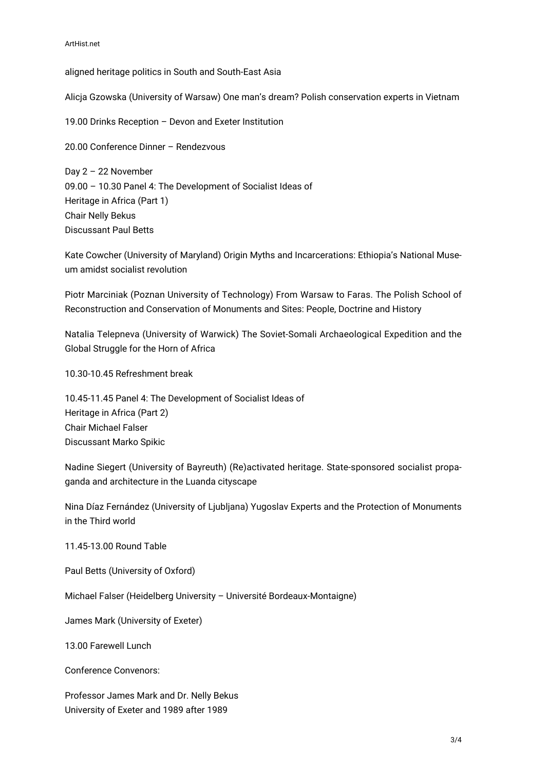aligned heritage politics in South and South-East Asia

Alicja Gzowska (University of Warsaw) One man's dream? Polish conservation experts in Vietnam

19.00 Drinks Reception – Devon and Exeter Institution

20.00 Conference Dinner – Rendezvous

Day 2 – 22 November
09.00 – 10.30 Panel 4: The Development of Socialist Ideas of Heritage in Africa (Part 1)
Chair Nelly Bekus
Discussant Paul Betts

Kate Cowcher (University of Maryland) Origin Myths and Incarcerations: Ethiopia's National Museum amidst socialist revolution

Piotr Marciniak (Poznan University of Technology) From Warsaw to Faras. The Polish School of Reconstruction and Conservation of Monuments and Sites: People, Doctrine and History

Natalia Telepneva (University of Warwick) The Soviet-Somali Archaeological Expedition and the Global Struggle for the Horn of Africa

10.30-10.45 Refreshment break

10.45-11.45 Panel 4: The Development of Socialist Ideas of Heritage in Africa (Part 2)
Chair Michael Falser
Discussant Marko Spikic

Nadine Siegert (University of Bayreuth) (Re)activated heritage. State-sponsored socialist propaganda and architecture in the Luanda cityscape

Nina Díaz Fernández (University of Ljubljana) Yugoslav Experts and the Protection of Monuments in the Third world

11.45-13.00 Round Table

Paul Betts (University of Oxford)

Michael Falser (Heidelberg University – Université Bordeaux-Montaigne)

James Mark (University of Exeter)

13.00 Farewell Lunch

Conference Convenors:

Professor James Mark and Dr. Nelly Bekus
University of Exeter and 1989 after 1989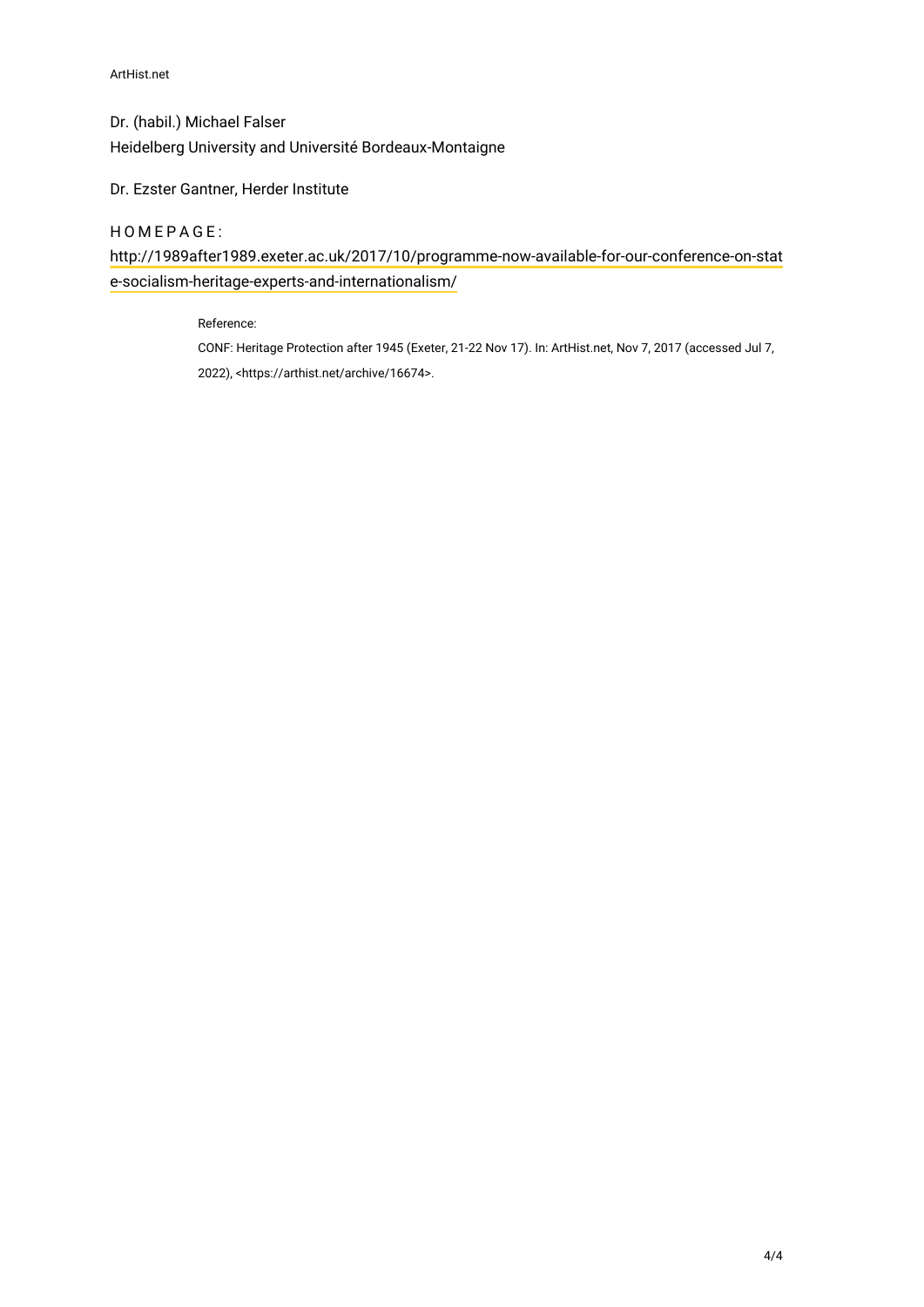Dr. (habil.) Michael Falser
Heidelberg University and Université Bordeaux-Montaigne

Dr. Ezster Gantner, Herder Institute

HOMEPAGE:
http://1989after1989.exeter.ac.uk/2017/10/programme-now-available-for-our-conference-on-state-socialism-heritage-experts-and-internationalism/

Reference:

CONF: Heritage Protection after 1945 (Exeter, 21-22 Nov 17). In: ArtHist.net, Nov 7, 2017 (accessed Jul 7, 2022), <https://arthist.net/archive/16674>.